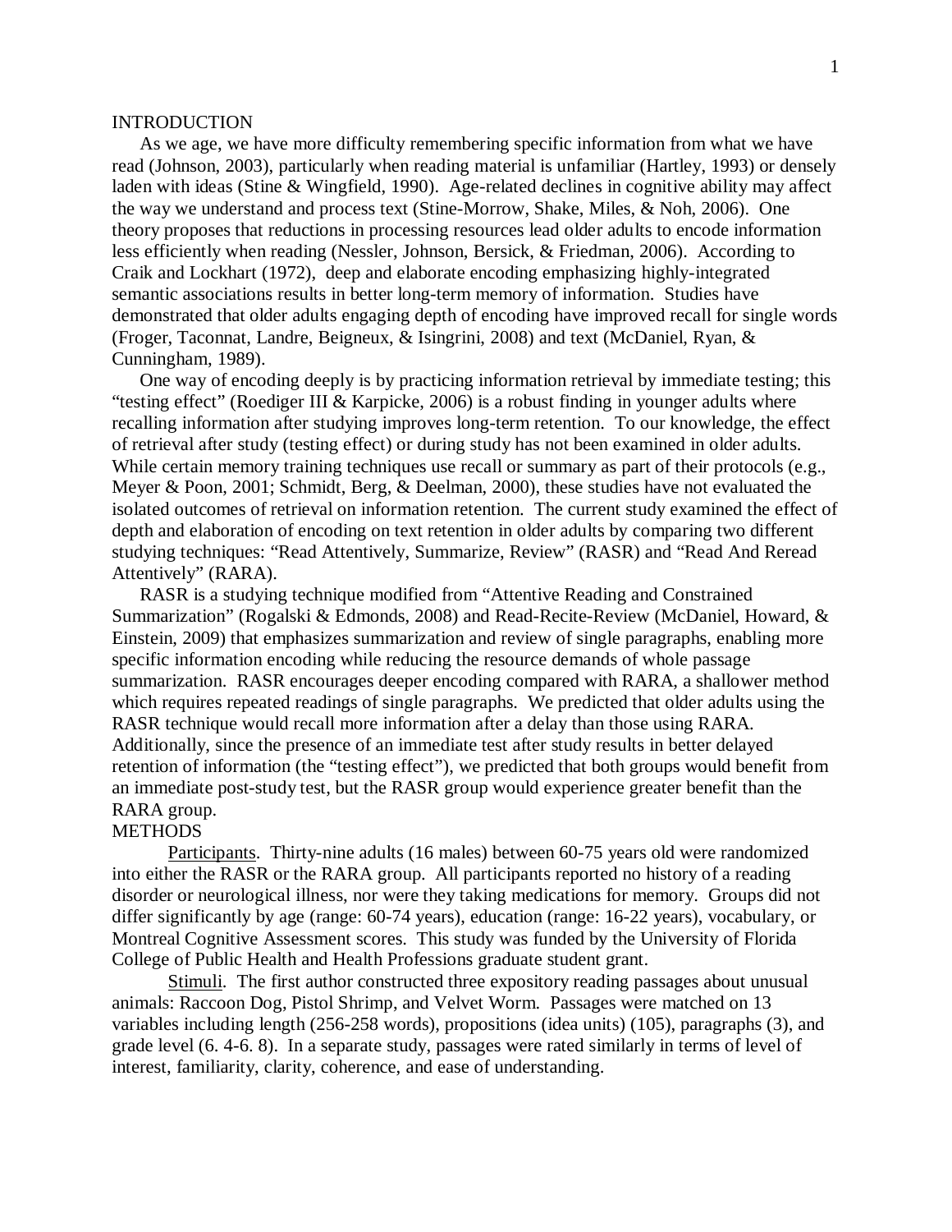## INTRODUCTION

As we age, we have more difficulty remembering specific information from what we have read (Johnson, 2003), particularly when reading material is unfamiliar (Hartley, 1993) or densely laden with ideas (Stine & Wingfield, 1990). Age-related declines in cognitive ability may affect the way we understand and process text (Stine-Morrow, Shake, Miles, & Noh, 2006). One theory proposes that reductions in processing resources lead older adults to encode information less efficiently when reading (Nessler, Johnson, Bersick, & Friedman, 2006). According to Craik and Lockhart (1972), deep and elaborate encoding emphasizing highly-integrated semantic associations results in better long-term memory of information. Studies have demonstrated that older adults engaging depth of encoding have improved recall for single words (Froger, Taconnat, Landre, Beigneux, & Isingrini, 2008) and text (McDaniel, Ryan, & Cunningham, 1989).

One way of encoding deeply is by practicing information retrieval by immediate testing; this "testing effect" (Roediger III & Karpicke, 2006) is a robust finding in younger adults where recalling information after studying improves long-term retention. To our knowledge, the effect of retrieval after study (testing effect) or during study has not been examined in older adults. While certain memory training techniques use recall or summary as part of their protocols (e.g., Meyer & Poon, 2001; Schmidt, Berg, & Deelman, 2000), these studies have not evaluated the isolated outcomes of retrieval on information retention. The current study examined the effect of depth and elaboration of encoding on text retention in older adults by comparing two different studying techniques: "Read Attentively, Summarize, Review" (RASR) and "Read And Reread Attentively" (RARA).

RASR is a studying technique modified from "Attentive Reading and Constrained Summarization" (Rogalski & Edmonds, 2008) and Read-Recite-Review (McDaniel, Howard, & Einstein, 2009) that emphasizes summarization and review of single paragraphs, enabling more specific information encoding while reducing the resource demands of whole passage summarization. RASR encourages deeper encoding compared with RARA, a shallower method which requires repeated readings of single paragraphs. We predicted that older adults using the RASR technique would recall more information after a delay than those using RARA. Additionally, since the presence of an immediate test after study results in better delayed retention of information (the "testing effect"), we predicted that both groups would benefit from an immediate post-study test, but the RASR group would experience greater benefit than the RARA group.

## METHODS

Participants. Thirty-nine adults (16 males) between 60-75 years old were randomized into either the RASR or the RARA group. All participants reported no history of a reading disorder or neurological illness, nor were they taking medications for memory. Groups did not differ significantly by age (range: 60-74 years), education (range: 16-22 years), vocabulary, or Montreal Cognitive Assessment scores. This study was funded by the University of Florida College of Public Health and Health Professions graduate student grant.

Stimuli. The first author constructed three expository reading passages about unusual animals: Raccoon Dog, Pistol Shrimp, and Velvet Worm. Passages were matched on 13 variables including length (256-258 words), propositions (idea units) (105), paragraphs (3), and grade level (6. 4-6. 8). In a separate study, passages were rated similarly in terms of level of interest, familiarity, clarity, coherence, and ease of understanding.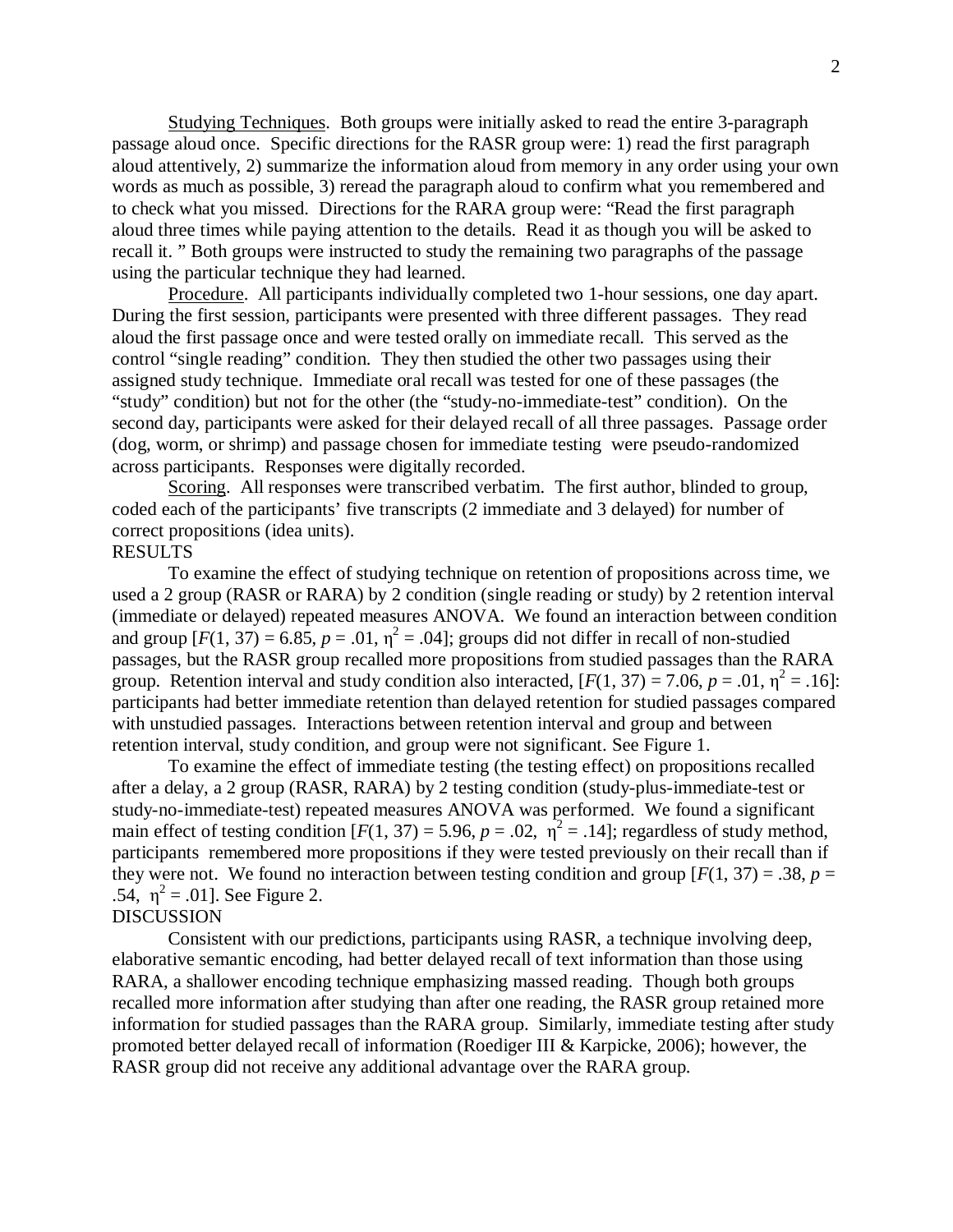Studying Techniques. Both groups were initially asked to read the entire 3-paragraph passage aloud once. Specific directions for the RASR group were: 1) read the first paragraph aloud attentively, 2) summarize the information aloud from memory in any order using your own words as much as possible, 3) reread the paragraph aloud to confirm what you remembered and to check what you missed. Directions for the RARA group were: "Read the first paragraph aloud three times while paying attention to the details. Read it as though you will be asked to recall it. " Both groups were instructed to study the remaining two paragraphs of the passage using the particular technique they had learned.

Procedure. All participants individually completed two 1-hour sessions, one day apart. During the first session, participants were presented with three different passages. They read aloud the first passage once and were tested orally on immediate recall. This served as the control "single reading" condition. They then studied the other two passages using their assigned study technique. Immediate oral recall was tested for one of these passages (the "study" condition) but not for the other (the "study-no-immediate-test" condition). On the second day, participants were asked for their delayed recall of all three passages. Passage order (dog, worm, or shrimp) and passage chosen for immediate testing were pseudo-randomized across participants. Responses were digitally recorded.

Scoring. All responses were transcribed verbatim. The first author, blinded to group, coded each of the participants' five transcripts (2 immediate and 3 delayed) for number of correct propositions (idea units).

## RESULTS

To examine the effect of studying technique on retention of propositions across time, we used a 2 group (RASR or RARA) by 2 condition (single reading or study) by 2 retention interval (immediate or delayed) repeated measures ANOVA. We found an interaction between condition and group [$F(1, 37) = 6.85$, $p = .01$, $\eta^2 = .04$]; groups did not differ in recall of non-studied passages, but the RASR group recalled more propositions from studied passages than the RARA group. Retention interval and study condition also interacted, [$F(1, 37) = 7.06$, $p = .01$, $\eta^2 = .16$]: participants had better immediate retention than delayed retention for studied passages compared with unstudied passages. Interactions between retention interval and group and between retention interval, study condition, and group were not significant. See Figure 1.

To examine the effect of immediate testing (the testing effect) on propositions recalled after a delay, a 2 group (RASR, RARA) by 2 testing condition (study-plus-immediate-test or study-no-immediate-test) repeated measures ANOVA was performed. We found a significant main effect of testing condition [$F(1, 37) = 5.96$, $p = .02$, $\eta^2 = .14$]; regardless of study method, participants remembered more propositions if they were tested previously on their recall than if they were not. We found no interaction between testing condition and group [$F(1, 37) = .38$, $p = .54$, $\eta^2 = .01$]. See Figure 2.

## DISCUSSION

Consistent with our predictions, participants using RASR, a technique involving deep, elaborative semantic encoding, had better delayed recall of text information than those using RARA, a shallower encoding technique emphasizing massed reading. Though both groups recalled more information after studying than after one reading, the RASR group retained more information for studied passages than the RARA group. Similarly, immediate testing after study promoted better delayed recall of information (Roediger III & Karpicke, 2006); however, the RASR group did not receive any additional advantage over the RARA group.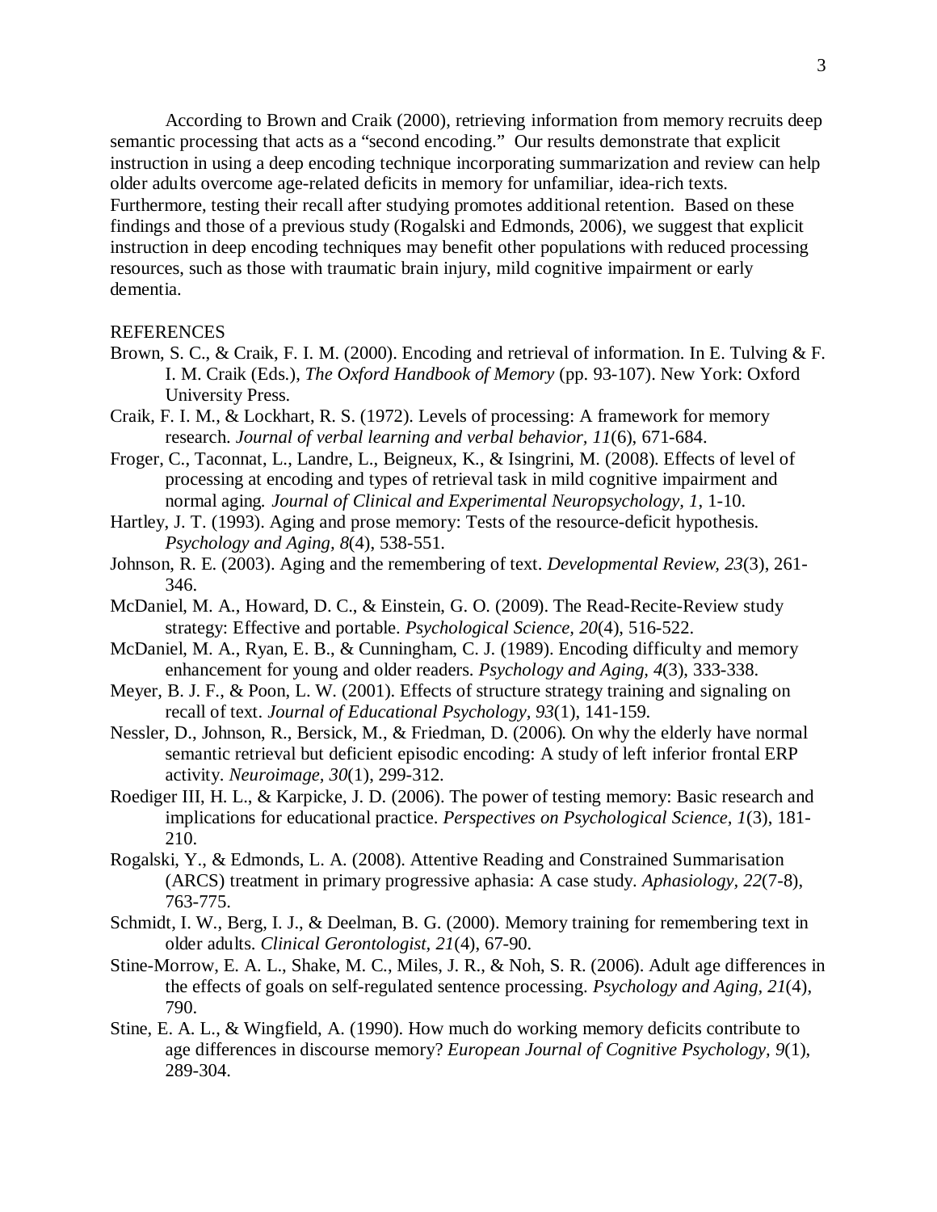According to Brown and Craik (2000), retrieving information from memory recruits deep semantic processing that acts as a "second encoding." Our results demonstrate that explicit instruction in using a deep encoding technique incorporating summarization and review can help older adults overcome age-related deficits in memory for unfamiliar, idea-rich texts. Furthermore, testing their recall after studying promotes additional retention. Based on these findings and those of a previous study (Rogalski and Edmonds, 2006), we suggest that explicit instruction in deep encoding techniques may benefit other populations with reduced processing resources, such as those with traumatic brain injury, mild cognitive impairment or early dementia.

REFERENCES

Brown, S. C., & Craik, F. I. M. (2000). Encoding and retrieval of information. In E. Tulving & F. I. M. Craik (Eds.), *The Oxford Handbook of Memory* (pp. 93-107). New York: Oxford University Press.

Craik, F. I. M., & Lockhart, R. S. (1972). Levels of processing: A framework for memory research. *Journal of verbal learning and verbal behavior, 11*(6), 671-684.

Froger, C., Taconnat, L., Landre, L., Beigneux, K., & Isingrini, M. (2008). Effects of level of processing at encoding and types of retrieval task in mild cognitive impairment and normal aging. *Journal of Clinical and Experimental Neuropsychology, 1*, 1-10.

Hartley, J. T. (1993). Aging and prose memory: Tests of the resource-deficit hypothesis. *Psychology and Aging, 8*(4), 538-551.

Johnson, R. E. (2003). Aging and the remembering of text. *Developmental Review, 23*(3), 261-346.

McDaniel, M. A., Howard, D. C., & Einstein, G. O. (2009). The Read-Recite-Review study strategy: Effective and portable. *Psychological Science, 20*(4), 516-522.

McDaniel, M. A., Ryan, E. B., & Cunningham, C. J. (1989). Encoding difficulty and memory enhancement for young and older readers. *Psychology and Aging, 4*(3), 333-338.

Meyer, B. J. F., & Poon, L. W. (2001). Effects of structure strategy training and signaling on recall of text. *Journal of Educational Psychology, 93*(1), 141-159.

Nessler, D., Johnson, R., Bersick, M., & Friedman, D. (2006). On why the elderly have normal semantic retrieval but deficient episodic encoding: A study of left inferior frontal ERP activity. *Neuroimage, 30*(1), 299-312.

Roediger III, H. L., & Karpicke, J. D. (2006). The power of testing memory: Basic research and implications for educational practice. *Perspectives on Psychological Science, 1*(3), 181-210.

Rogalski, Y., & Edmonds, L. A. (2008). Attentive Reading and Constrained Summarisation (ARCS) treatment in primary progressive aphasia: A case study. *Aphasiology, 22*(7-8), 763-775.

Schmidt, I. W., Berg, I. J., & Deelman, B. G. (2000). Memory training for remembering text in older adults. *Clinical Gerontologist, 21*(4), 67-90.

Stine-Morrow, E. A. L., Shake, M. C., Miles, J. R., & Noh, S. R. (2006). Adult age differences in the effects of goals on self-regulated sentence processing. *Psychology and Aging, 21*(4), 790.

Stine, E. A. L., & Wingfield, A. (1990). How much do working memory deficits contribute to age differences in discourse memory? *European Journal of Cognitive Psychology, 9*(1), 289-304.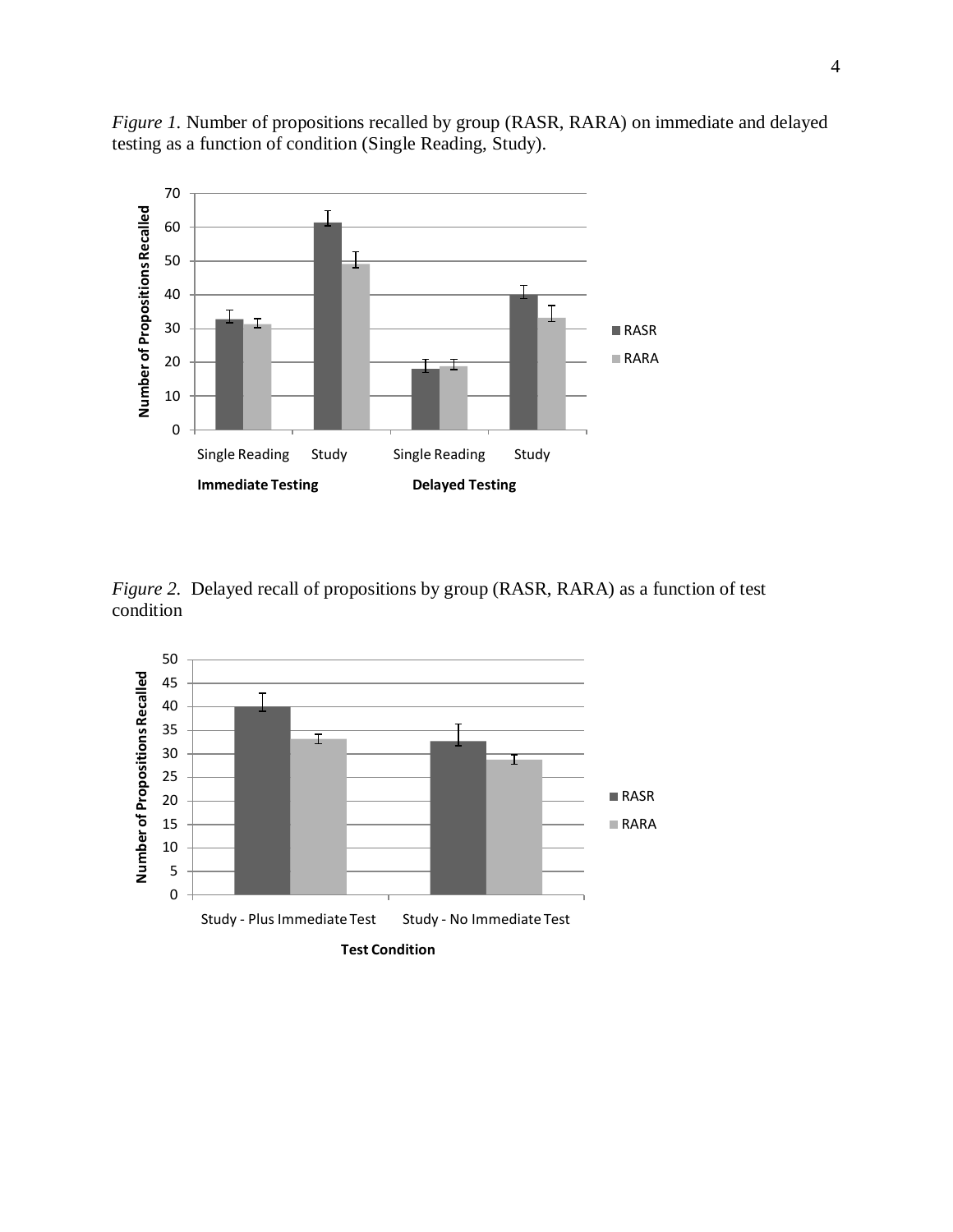*Figure 1.* Number of propositions recalled by group (RASR, RARA) on immediate and delayed testing as a function of condition (Single Reading, Study).

Number of Propositions Recalled

70
60
50
40
30
20
10
0

Single Reading
Study
Single Reading
Study

Immediate Testing
Delayed Testing

RASR
RARA

*Figure 2.* Delayed recall of propositions by group (RASR, RARA) as a function of test condition

Number of Propositions Recalled

50
45
40
35
30
25
20
15
10
5
0

Study - Plus Immediate Test
Study - No Immediate Test

Test Condition

RASR
RARA